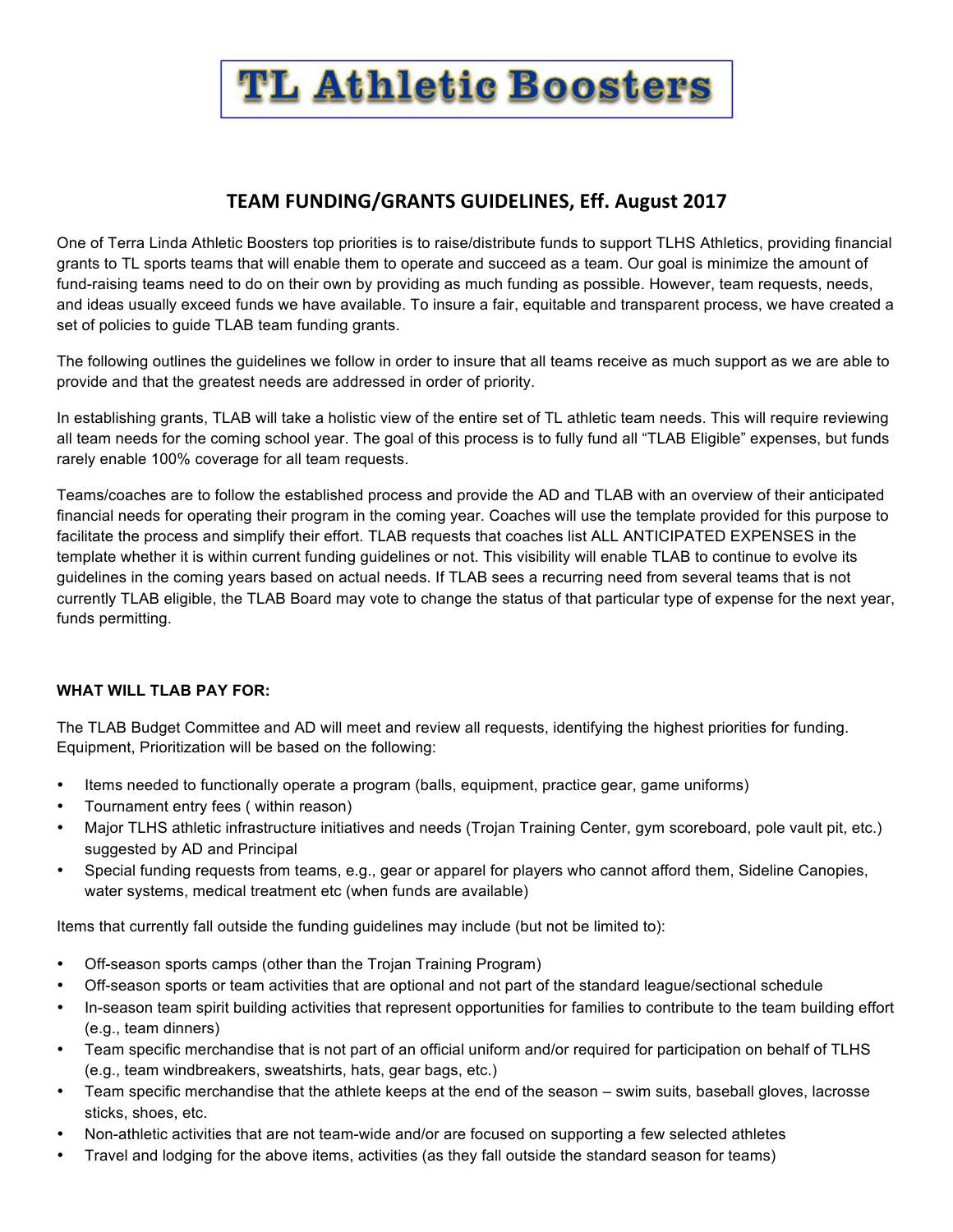# TL Athletic Boosters

## TEAM FUNDING/GRANTS GUIDELINES, Eff. August 2017

One of Terra Linda Athletic Boosters top priorities is to raise/distribute funds to support TLHS Athletics, providing financial grants to TL sports teams that will enable them to operate and succeed as a team. Our goal is minimize the amount of fund-raising teams need to do on their own by providing as much funding as possible. However, team requests, needs, and ideas usually exceed funds we have available. To insure a fair, equitable and transparent process, we have created a set of policies to guide TLAB team funding grants.

The following outlines the guidelines we follow in order to insure that all teams receive as much support as we are able to provide and that the greatest needs are addressed in order of priority.

In establishing grants, TLAB will take a holistic view of the entire set of TL athletic team needs. This will require reviewing all team needs for the coming school year. The goal of this process is to fully fund all "TLAB Eligible" expenses, but funds rarely enable 100% coverage for all team requests.

Teams/coaches are to follow the established process and provide the AD and TLAB with an overview of their anticipated financial needs for operating their program in the coming year. Coaches will use the template provided for this purpose to facilitate the process and simplify their effort. TLAB requests that coaches list ALL ANTICIPATED EXPENSES in the template whether it is within current funding guidelines or not. This visibility will enable TLAB to continue to evolve its guidelines in the coming years based on actual needs. If TLAB sees a recurring need from several teams that is not currently TLAB eligible, the TLAB Board may vote to change the status of that particular type of expense for the next year, funds permitting.

**WHAT WILL TLAB PAY FOR:**

The TLAB Budget Committee and AD will meet and review all requests, identifying the highest priorities for funding. Equipment, Prioritization will be based on the following:

- Items needed to functionally operate a program (balls, equipment, practice gear, game uniforms)
- Tournament entry fees ( within reason)
- Major TLHS athletic infrastructure initiatives and needs (Trojan Training Center, gym scoreboard, pole vault pit, etc.) suggested by AD and Principal
- Special funding requests from teams, e.g., gear or apparel for players who cannot afford them, Sideline Canopies, water systems, medical treatment etc (when funds are available)

Items that currently fall outside the funding guidelines may include (but not be limited to):

- Off-season sports camps (other than the Trojan Training Program)
- Off-season sports or team activities that are optional and not part of the standard league/sectional schedule
- In-season team spirit building activities that represent opportunities for families to contribute to the team building effort (e.g., team dinners)
- Team specific merchandise that is not part of an official uniform and/or required for participation on behalf of TLHS (e.g., team windbreakers, sweatshirts, hats, gear bags, etc.)
- Team specific merchandise that the athlete keeps at the end of the season – swim suits, baseball gloves, lacrosse sticks, shoes, etc.
- Non-athletic activities that are not team-wide and/or are focused on supporting a few selected athletes
- Travel and lodging for the above items, activities (as they fall outside the standard season for teams)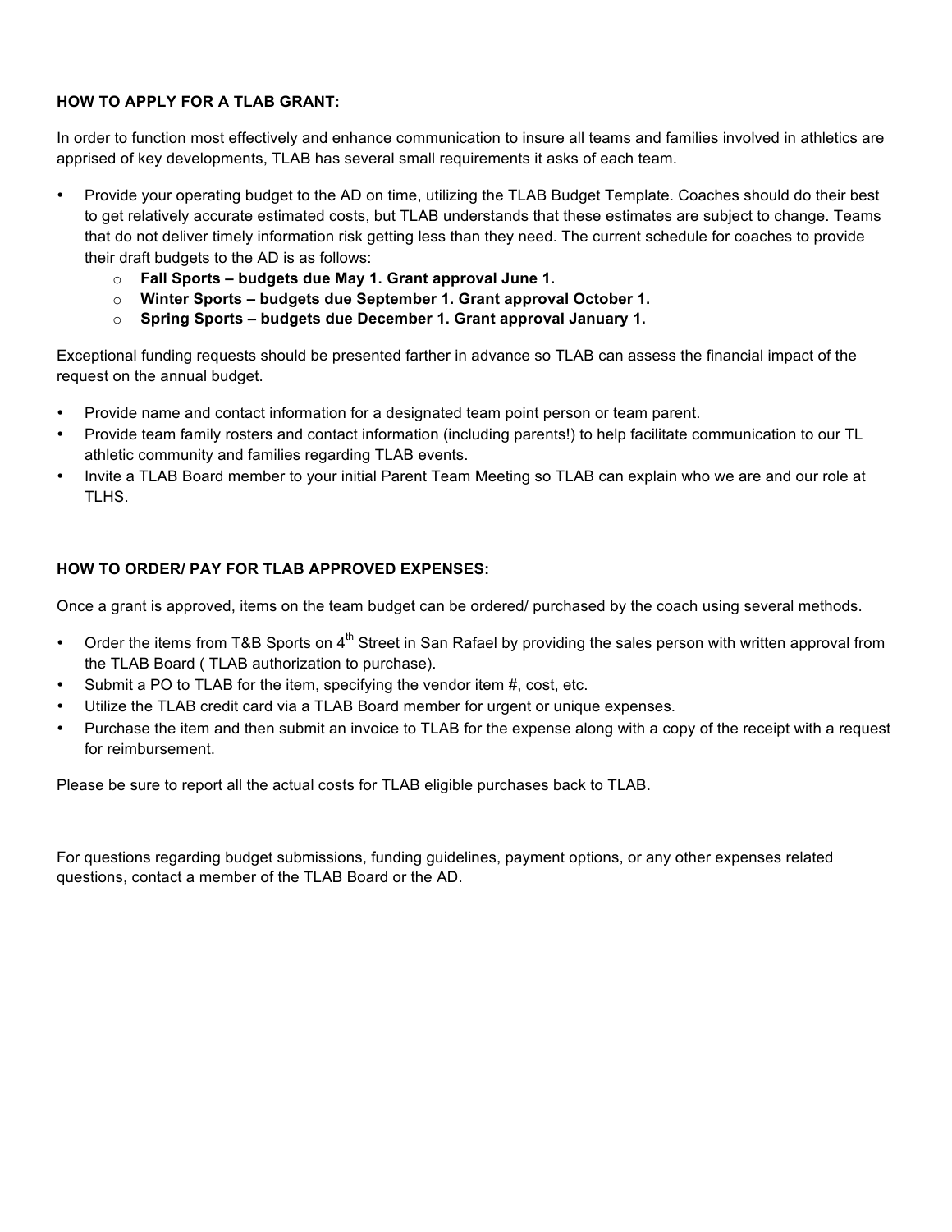**HOW TO APPLY FOR A TLAB GRANT:**

In order to function most effectively and enhance communication to insure all teams and families involved in athletics are apprised of key developments, TLAB has several small requirements it asks of each team.

- Provide your operating budget to the AD on time, utilizing the TLAB Budget Template. Coaches should do their best to get relatively accurate estimated costs, but TLAB understands that these estimates are subject to change. Teams that do not deliver timely information risk getting less than they need. The current schedule for coaches to provide their draft budgets to the AD is as follows:
  - **Fall Sports – budgets due May 1. Grant approval June 1.**
  - **Winter Sports – budgets due September 1. Grant approval October 1.**
  - **Spring Sports – budgets due December 1. Grant approval January 1.**

Exceptional funding requests should be presented farther in advance so TLAB can assess the financial impact of the request on the annual budget.

- Provide name and contact information for a designated team point person or team parent.
- Provide team family rosters and contact information (including parents!) to help facilitate communication to our TL athletic community and families regarding TLAB events.
- Invite a TLAB Board member to your initial Parent Team Meeting so TLAB can explain who we are and our role at TLHS.

**HOW TO ORDER/ PAY FOR TLAB APPROVED EXPENSES:**

Once a grant is approved, items on the team budget can be ordered/ purchased by the coach using several methods.

- Order the items from T&B Sports on 4th Street in San Rafael by providing the sales person with written approval from the TLAB Board ( TLAB authorization to purchase).
- Submit a PO to TLAB for the item, specifying the vendor item #, cost, etc.
- Utilize the TLAB credit card via a TLAB Board member for urgent or unique expenses.
- Purchase the item and then submit an invoice to TLAB for the expense along with a copy of the receipt with a request for reimbursement.

Please be sure to report all the actual costs for TLAB eligible purchases back to TLAB.

For questions regarding budget submissions, funding guidelines, payment options, or any other expenses related questions, contact a member of the TLAB Board or the AD.